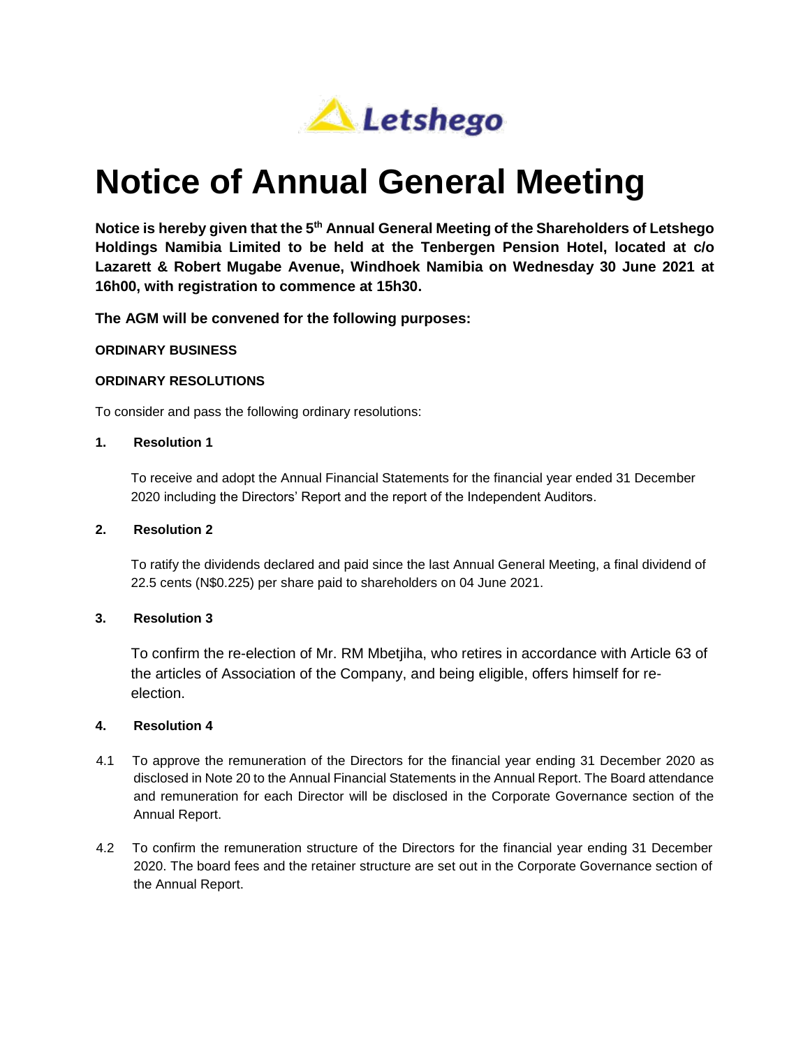Letshego

# Notice of Annual General Meeting

**Notice is hereby given that the 5th Annual General Meeting of the Shareholders of Letshego Holdings Namibia Limited to be held at the Tenbergen Pension Hotel, located at c/o Lazarett & Robert Mugabe Avenue, Windhoek Namibia on Wednesday 30 June 2021 at 16h00, with registration to commence at 15h30.**

**The AGM will be convened for the following purposes:**

**ORDINARY BUSINESS**

**ORDINARY RESOLUTIONS**

To consider and pass the following ordinary resolutions:

**1. Resolution 1**

To receive and adopt the Annual Financial Statements for the financial year ended 31 December 2020 including the Directors' Report and the report of the Independent Auditors.

**2. Resolution 2**

To ratify the dividends declared and paid since the last Annual General Meeting, a final dividend of 22.5 cents (N$0.225) per share paid to shareholders on 04 June 2021.

**3. Resolution 3**

To confirm the re-election of Mr. RM Mbetjiha, who retires in accordance with Article 63 of the articles of Association of the Company, and being eligible, offers himself for re-election.

**4. Resolution 4**

4.1 To approve the remuneration of the Directors for the financial year ending 31 December 2020 as disclosed in Note 20 to the Annual Financial Statements in the Annual Report. The Board attendance and remuneration for each Director will be disclosed in the Corporate Governance section of the Annual Report.

4.2 To confirm the remuneration structure of the Directors for the financial year ending 31 December 2020. The board fees and the retainer structure are set out in the Corporate Governance section of the Annual Report.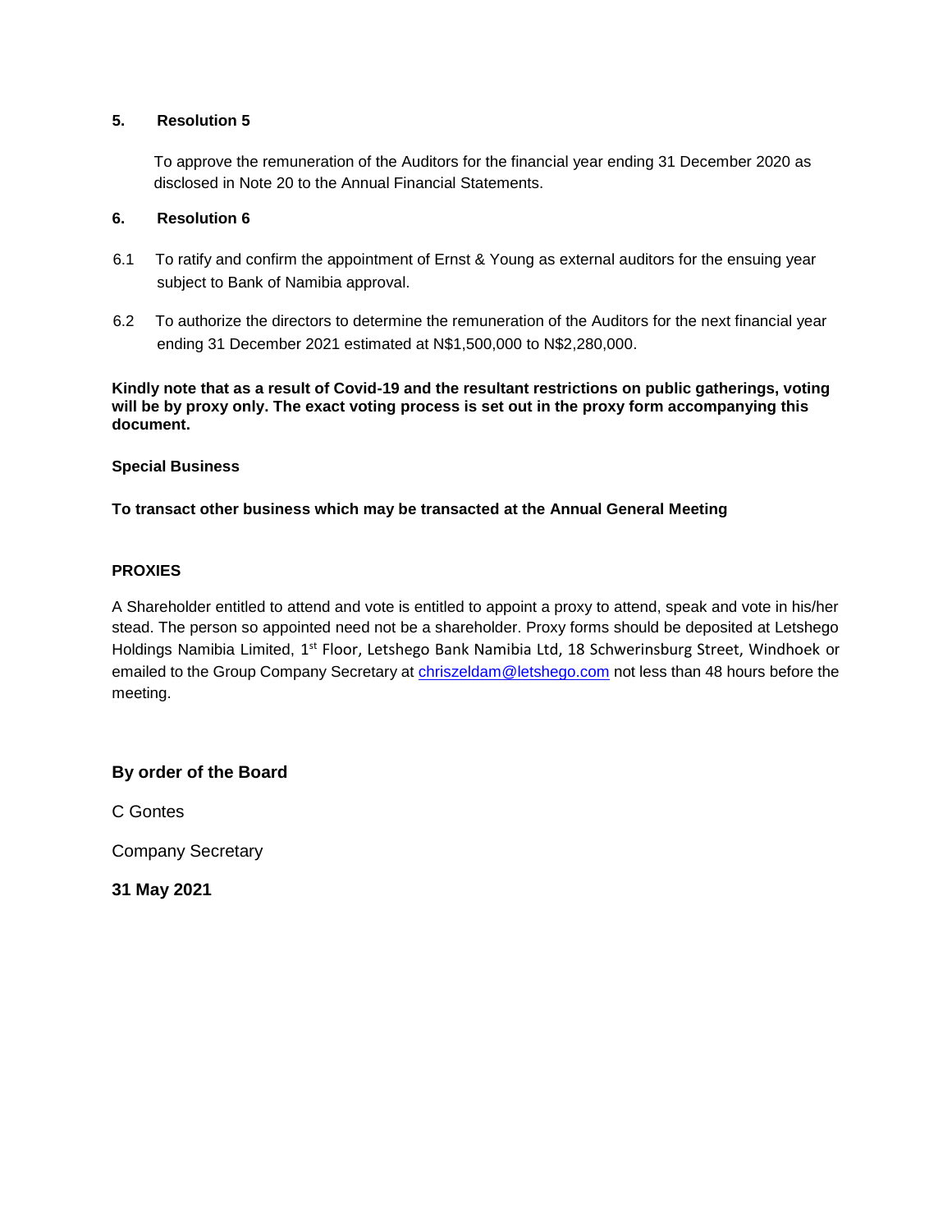**5. Resolution 5**

To approve the remuneration of the Auditors for the financial year ending 31 December 2020 as disclosed in Note 20 to the Annual Financial Statements.

**6. Resolution 6**

6.1 To ratify and confirm the appointment of Ernst & Young as external auditors for the ensuing year subject to Bank of Namibia approval.

6.2 To authorize the directors to determine the remuneration of the Auditors for the next financial year ending 31 December 2021 estimated at N$1,500,000 to N$2,280,000.

**Kindly note that as a result of Covid-19 and the resultant restrictions on public gatherings, voting will be by proxy only. The exact voting process is set out in the proxy form accompanying this document.**

**Special Business**

**To transact other business which may be transacted at the Annual General Meeting**

**PROXIES**

A Shareholder entitled to attend and vote is entitled to appoint a proxy to attend, speak and vote in his/her stead. The person so appointed need not be a shareholder. Proxy forms should be deposited at Letshego Holdings Namibia Limited, 1st Floor, Letshego Bank Namibia Ltd, 18 Schwerinsburg Street, Windhoek or emailed to the Group Company Secretary at chriszeldam@letshego.com not less than 48 hours before the meeting.

**By order of the Board**

C Gontes

Company Secretary

**31 May 2021**